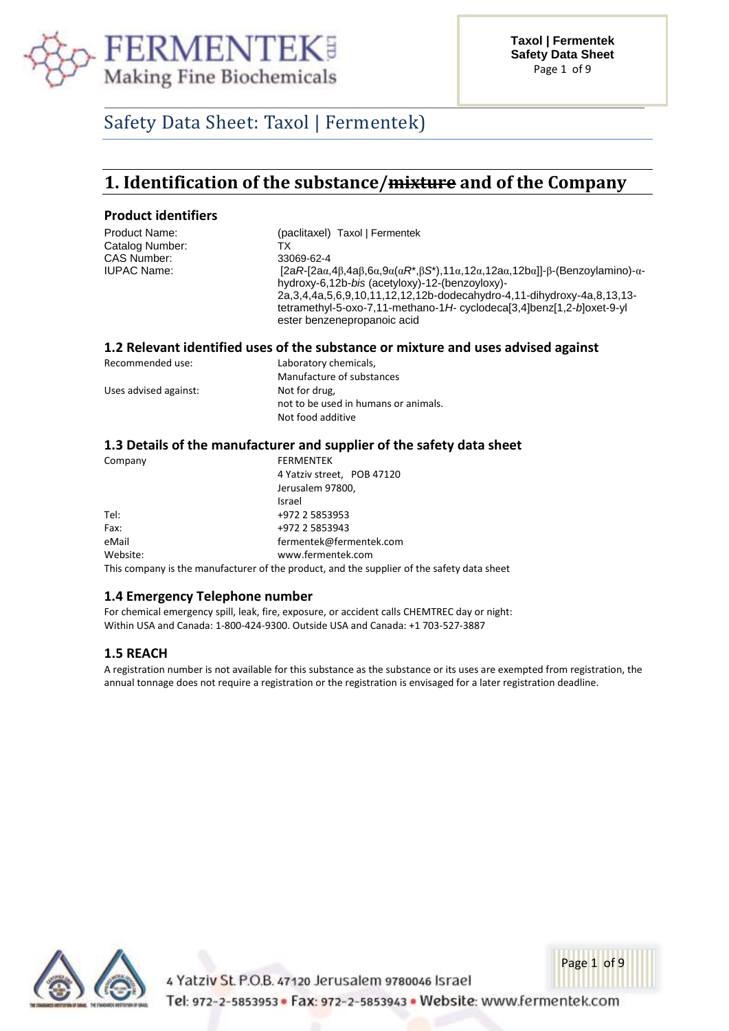# Safety Data Sheet: Taxol | Fermentek)

## 1. Identification of the substance/~~mixture~~ and of the Company

### Product identifiers

| | |
|---|---|
| Product Name: | (paclitaxel) Taxol \| Fermentek |
| Catalog Number: | TX |
| CAS Number: | 33069-62-4 |
| IUPAC Name: | [2a*R*-[2aα,4β,4aβ,6α,9α(α*R*\*,β*S*\*),11α,12α,12aα,12bα]]-β-(Benzoylamino)-α-hydroxy-6,12b-*bis* (acetyloxy)-12-(benzoyloxy)-2a,3,4,4a,5,6,9,10,11,12,12,12b-dodecahydro-4,11-dihydroxy-4a,8,13,13-tetramethyl-5-oxo-7,11-methano-1*H*- cyclodeca[3,4]benz[1,2-*b*]oxet-9-yl ester benzenepropanoic acid |

### 1.2 Relevant identified uses of the substance or mixture and uses advised against

| | |
|---|---|
| Recommended use: | Laboratory chemicals,<br>Manufacture of substances |
| Uses advised against: | Not for drug,<br>not to be used in humans or animals.<br>Not food additive |

### 1.3 Details of the manufacturer and supplier of the safety data sheet

| | |
|---|---|
| Company | FERMENTEK<br>4 Yatziv street, POB 47120<br>Jerusalem 97800,<br>Israel |
| Tel: | +972 2 5853953 |
| Fax: | +972 2 5853943 |
| eMail | fermentek@fermentek.com |
| Website: | www.fermentek.com |

This company is the manufacturer of the product, and the supplier of the safety data sheet

### 1.4 Emergency Telephone number

For chemical emergency spill, leak, fire, exposure, or accident calls CHEMTREC day or night:
Within USA and Canada: 1-800-424-9300. Outside USA and Canada: +1 703-527-3887

### 1.5 REACH

A registration number is not available for this substance as the substance or its uses are exempted from registration, the annual tonnage does not require a registration or the registration is envisaged for a later registration deadline.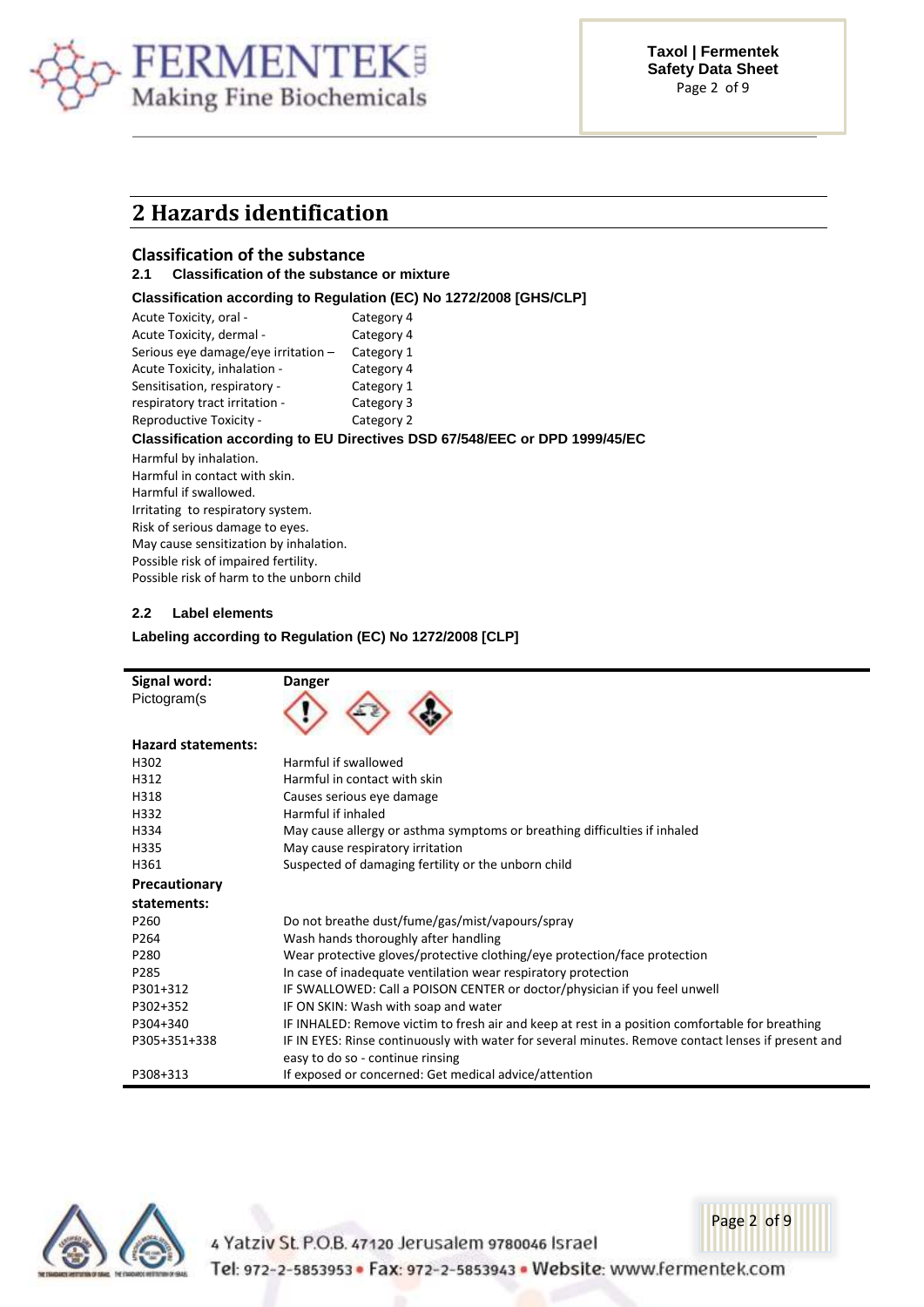# 2 Hazards identification

## Classification of the substance

### 2.1 Classification of the substance or mixture

**Classification according to Regulation (EC) No 1272/2008 [GHS/CLP]**

| | |
|---|---|
| Acute Toxicity, oral - | Category 4 |
| Acute Toxicity, dermal - | Category 4 |
| Serious eye damage/eye irritation – | Category 1 |
| Acute Toxicity, inhalation - | Category 4 |
| Sensitisation, respiratory - | Category 1 |
| respiratory tract irritation - | Category 3 |
| Reproductive Toxicity - | Category 2 |

**Classification according to EU Directives DSD 67/548/EEC or DPD 1999/45/EC**

Harmful by inhalation.
Harmful in contact with skin.
Harmful if swallowed.
Irritating to respiratory system.
Risk of serious damage to eyes.
May cause sensitization by inhalation.
Possible risk of impaired fertility.
Possible risk of harm to the unborn child

### 2.2 Label elements

**Labeling according to Regulation (EC) No 1272/2008 [CLP]**

| **Signal word:** | **Danger** |
|---|---|
| Pictogram(s | |
| **Hazard statements:** | |
| H302 | Harmful if swallowed |
| H312 | Harmful in contact with skin |
| H318 | Causes serious eye damage |
| H332 | Harmful if inhaled |
| H334 | May cause allergy or asthma symptoms or breathing difficulties if inhaled |
| H335 | May cause respiratory irritation |
| H361 | Suspected of damaging fertility or the unborn child |
| **Precautionary statements:** | |
| P260 | Do not breathe dust/fume/gas/mist/vapours/spray |
| P264 | Wash hands thoroughly after handling |
| P280 | Wear protective gloves/protective clothing/eye protection/face protection |
| P285 | In case of inadequate ventilation wear respiratory protection |
| P301+312 | IF SWALLOWED: Call a POISON CENTER or doctor/physician if you feel unwell |
| P302+352 | IF ON SKIN: Wash with soap and water |
| P304+340 | IF INHALED: Remove victim to fresh air and keep at rest in a position comfortable for breathing |
| P305+351+338 | IF IN EYES: Rinse continuously with water for several minutes. Remove contact lenses if present and easy to do so - continue rinsing |
| P308+313 | If exposed or concerned: Get medical advice/attention |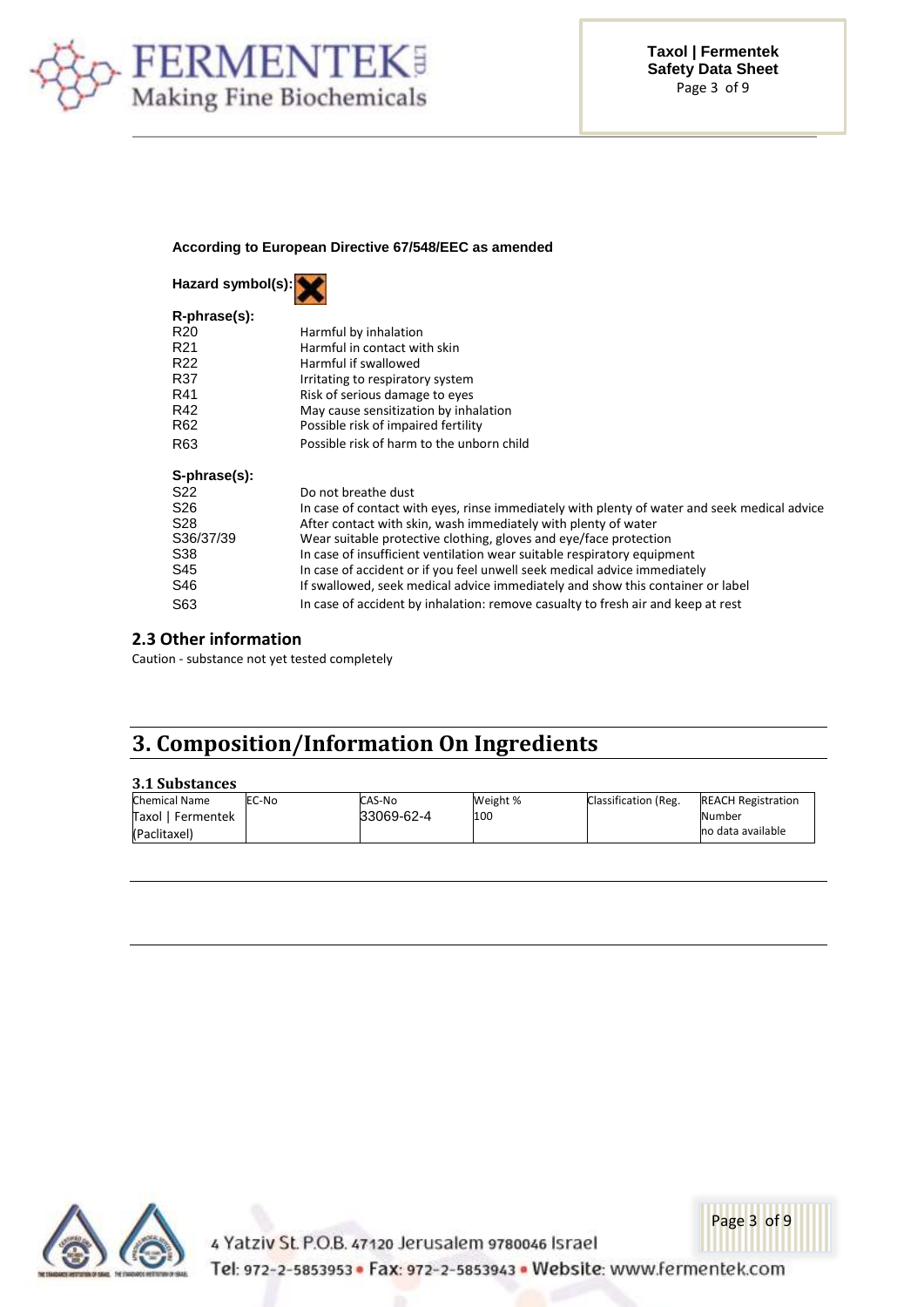**According to European Directive 67/548/EEC as amended**

**Hazard symbol(s):**

**R-phrase(s):**

| | |
|---|---|
| R20 | Harmful by inhalation |
| R21 | Harmful in contact with skin |
| R22 | Harmful if swallowed |
| R37 | Irritating to respiratory system |
| R41 | Risk of serious damage to eyes |
| R42 | May cause sensitization by inhalation |
| R62 | Possible risk of impaired fertility |
| R63 | Possible risk of harm to the unborn child |

**S-phrase(s):**

| | |
|---|---|
| S22 | Do not breathe dust |
| S26 | In case of contact with eyes, rinse immediately with plenty of water and seek medical advice |
| S28 | After contact with skin, wash immediately with plenty of water |
| S36/37/39 | Wear suitable protective clothing, gloves and eye/face protection |
| S38 | In case of insufficient ventilation wear suitable respiratory equipment |
| S45 | In case of accident or if you feel unwell seek medical advice immediately |
| S46 | If swallowed, seek medical advice immediately and show this container or label |
| S63 | In case of accident by inhalation: remove casualty to fresh air and keep at rest |

## 2.3 Other information

Caution - substance not yet tested completely

# 3. Composition/Information On Ingredients

### 3.1 Substances

| Chemical Name | EC-No | CAS-No | Weight % | Classification (Reg. | REACH Registration Number |
|---|---|---|---|---|---|
| Taxol \| Fermentek (Paclitaxel) | | 33069-62-4 | 100 | | no data available |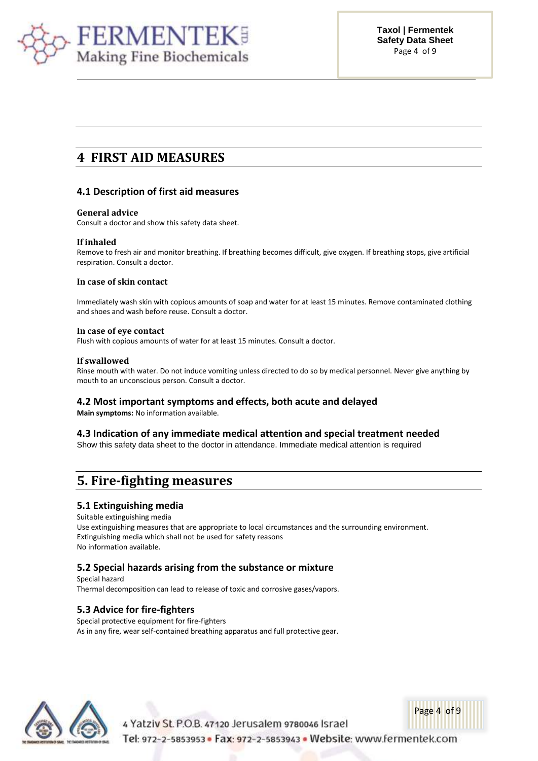# 4 FIRST AID MEASURES

## 4.1 Description of first aid measures

**General advice**
Consult a doctor and show this safety data sheet.

**If inhaled**
Remove to fresh air and monitor breathing. If breathing becomes difficult, give oxygen. If breathing stops, give artificial respiration. Consult a doctor.

**In case of skin contact**

Immediately wash skin with copious amounts of soap and water for at least 15 minutes. Remove contaminated clothing and shoes and wash before reuse. Consult a doctor.

**In case of eye contact**
Flush with copious amounts of water for at least 15 minutes. Consult a doctor.

**If swallowed**
Rinse mouth with water. Do not induce vomiting unless directed to do so by medical personnel. Never give anything by mouth to an unconscious person. Consult a doctor.

## 4.2 Most important symptoms and effects, both acute and delayed

**Main symptoms:** No information available.

## 4.3 Indication of any immediate medical attention and special treatment needed

Show this safety data sheet to the doctor in attendance. Immediate medical attention is required

# 5. Fire-fighting measures

## 5.1 Extinguishing media

Suitable extinguishing media
Use extinguishing measures that are appropriate to local circumstances and the surrounding environment.
Extinguishing media which shall not be used for safety reasons
No information available.

## 5.2 Special hazards arising from the substance or mixture

Special hazard
Thermal decomposition can lead to release of toxic and corrosive gases/vapors.

## 5.3 Advice for fire-fighters

Special protective equipment for fire-fighters
As in any fire, wear self-contained breathing apparatus and full protective gear.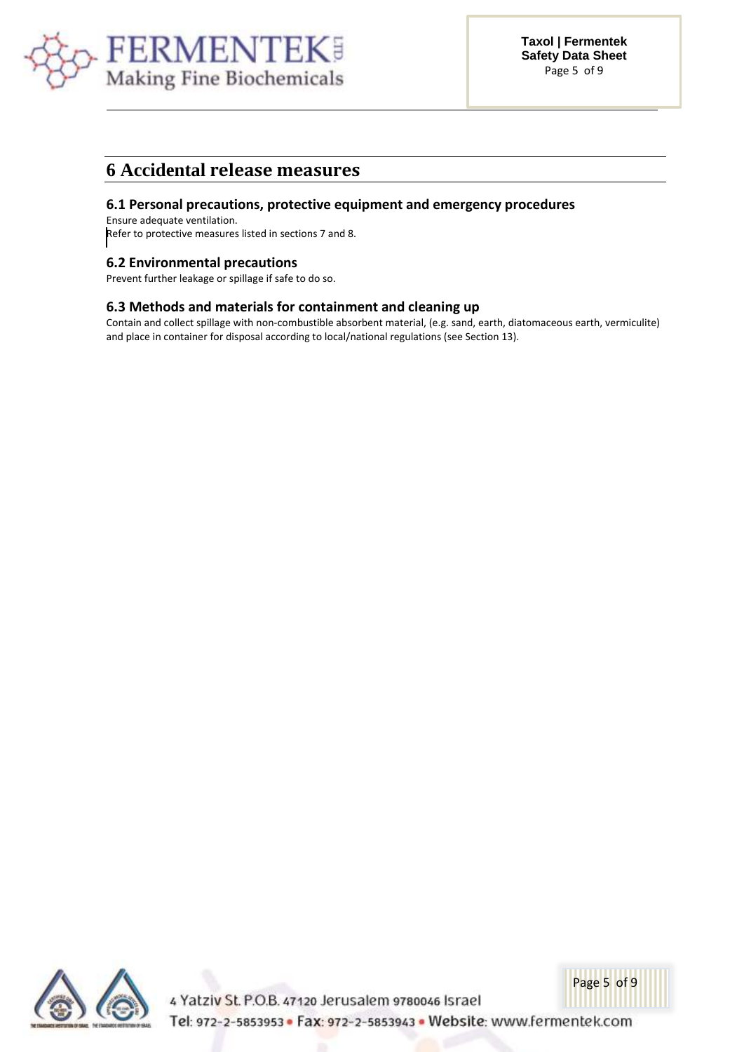# 6 Accidental release measures

## 6.1 Personal precautions, protective equipment and emergency procedures

Ensure adequate ventilation.
Refer to protective measures listed in sections 7 and 8.

## 6.2 Environmental precautions

Prevent further leakage or spillage if safe to do so.

## 6.3 Methods and materials for containment and cleaning up

Contain and collect spillage with non-combustible absorbent material, (e.g. sand, earth, diatomaceous earth, vermiculite) and place in container for disposal according to local/national regulations (see Section 13).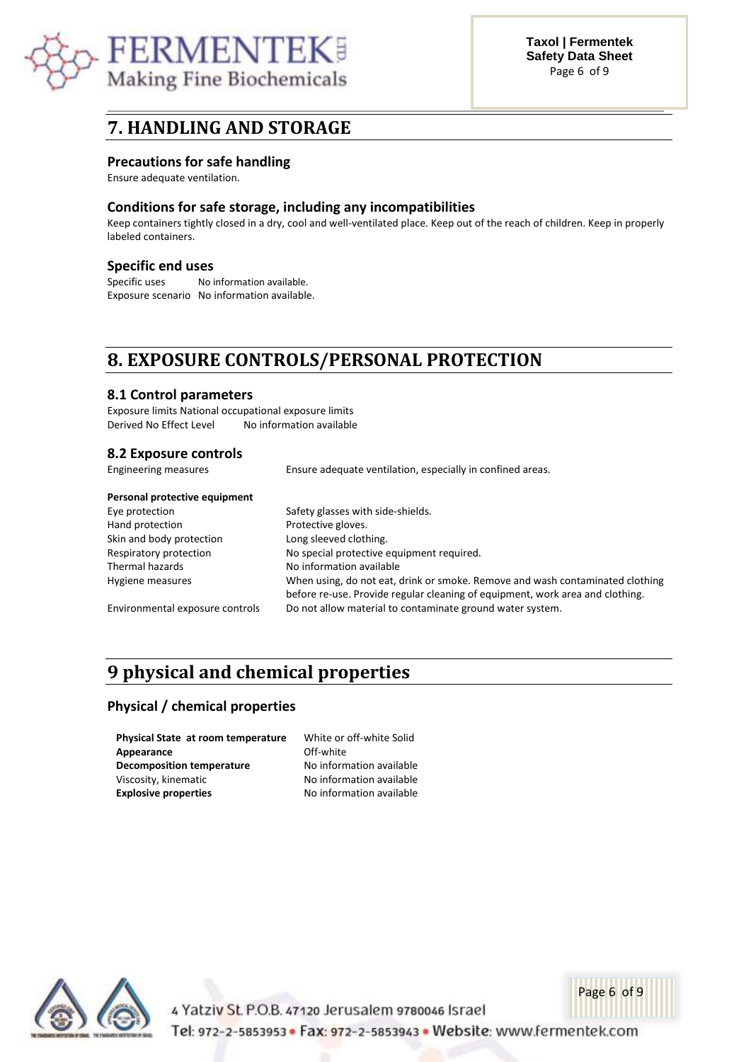## 7. HANDLING AND STORAGE

### Precautions for safe handling

Ensure adequate ventilation.

### Conditions for safe storage, including any incompatibilities

Keep containers tightly closed in a dry, cool and well-ventilated place. Keep out of the reach of children. Keep in properly labeled containers.

### Specific end uses

| | |
|---|---|
| Specific uses | No information available. |
| Exposure scenario | No information available. |

## 8. EXPOSURE CONTROLS/PERSONAL PROTECTION

### 8.1 Control parameters

Exposure limits National occupational exposure limits

| | |
|---|---|
| Derived No Effect Level | No information available |

### 8.2 Exposure controls

| | |
|---|---|
| Engineering measures | Ensure adequate ventilation, especially in confined areas. |

**Personal protective equipment**

| | |
|---|---|
| Eye protection | Safety glasses with side-shields. |
| Hand protection | Protective gloves. |
| Skin and body protection | Long sleeved clothing. |
| Respiratory protection | No special protective equipment required. |
| Thermal hazards | No information available |
| Hygiene measures | When using, do not eat, drink or smoke. Remove and wash contaminated clothing before re-use. Provide regular cleaning of equipment, work area and clothing. |
| Environmental exposure controls | Do not allow material to contaminate ground water system. |

## 9 physical and chemical properties

### Physical / chemical properties

| | |
|---|---|
| **Physical State at room temperature** | White or off-white Solid |
| **Appearance** | Off-white |
| **Decomposition temperature** | No information available |
| Viscosity, kinematic | No information available |
| **Explosive properties** | No information available |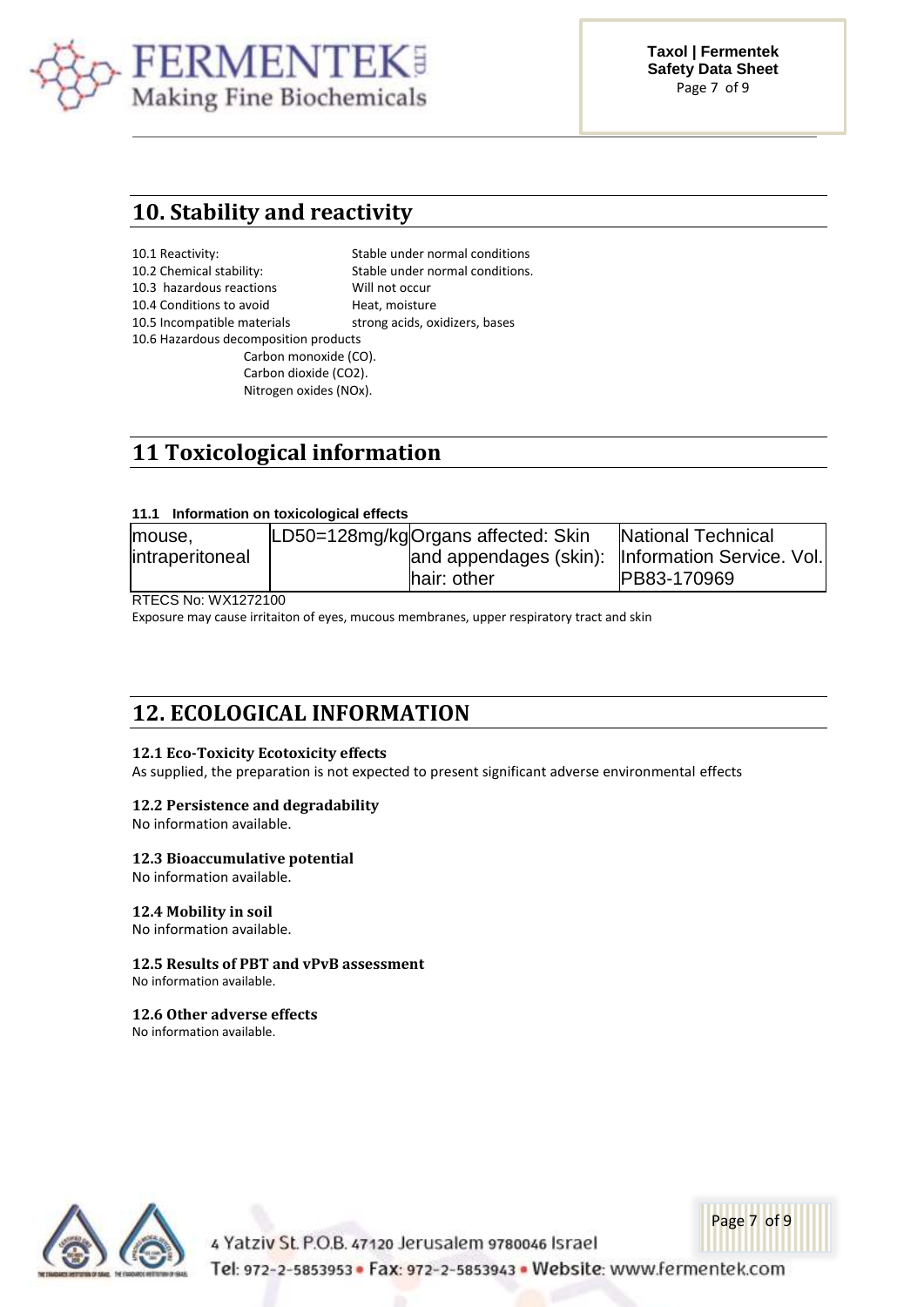## 10. Stability and reactivity

10.1 Reactivity: Stable under normal conditions
10.2 Chemical stability: Stable under normal conditions.
10.3 hazardous reactions Will not occur
10.4 Conditions to avoid Heat, moisture
10.5 Incompatible materials strong acids, oxidizers, bases
10.6 Hazardous decomposition products

Carbon monoxide (CO).
Carbon dioxide ($CO_2$).
Nitrogen oxides ($NO_x$).

## 11 Toxicological information

### 11.1 Information on toxicological effects

| mouse, intraperitoneal | LD50=128mg/kg | Organs affected: Skin and appendages (skin): hair: other | National Technical Information Service. Vol. PB83-170969 |
|---|---|---|---|

RTECS No: WX1272100

Exposure may cause irritaiton of eyes, mucous membranes, upper respiratory tract and skin

## 12. ECOLOGICAL INFORMATION

### 12.1 Eco-Toxicity Ecotoxicity effects

As supplied, the preparation is not expected to present significant adverse environmental effects

### 12.2 Persistence and degradability

No information available.

### 12.3 Bioaccumulative potential

No information available.

### 12.4 Mobility in soil

No information available.

### 12.5 Results of PBT and vPvB assessment

No information available.

### 12.6 Other adverse effects

No information available.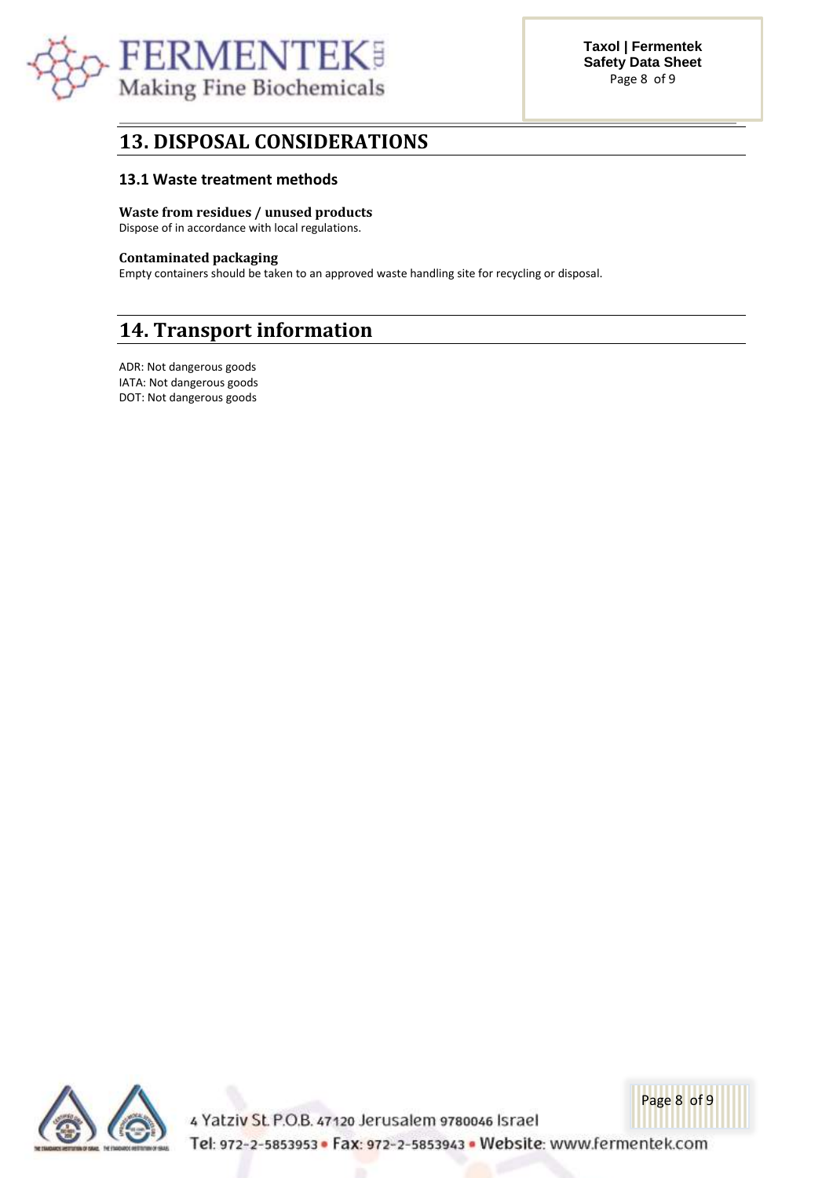## 13. DISPOSAL CONSIDERATIONS

### 13.1 Waste treatment methods

**Waste from residues / unused products**
Dispose of in accordance with local regulations.

**Contaminated packaging**
Empty containers should be taken to an approved waste handling site for recycling or disposal.

## 14. Transport information

ADR: Not dangerous goods
IATA: Not dangerous goods
DOT: Not dangerous goods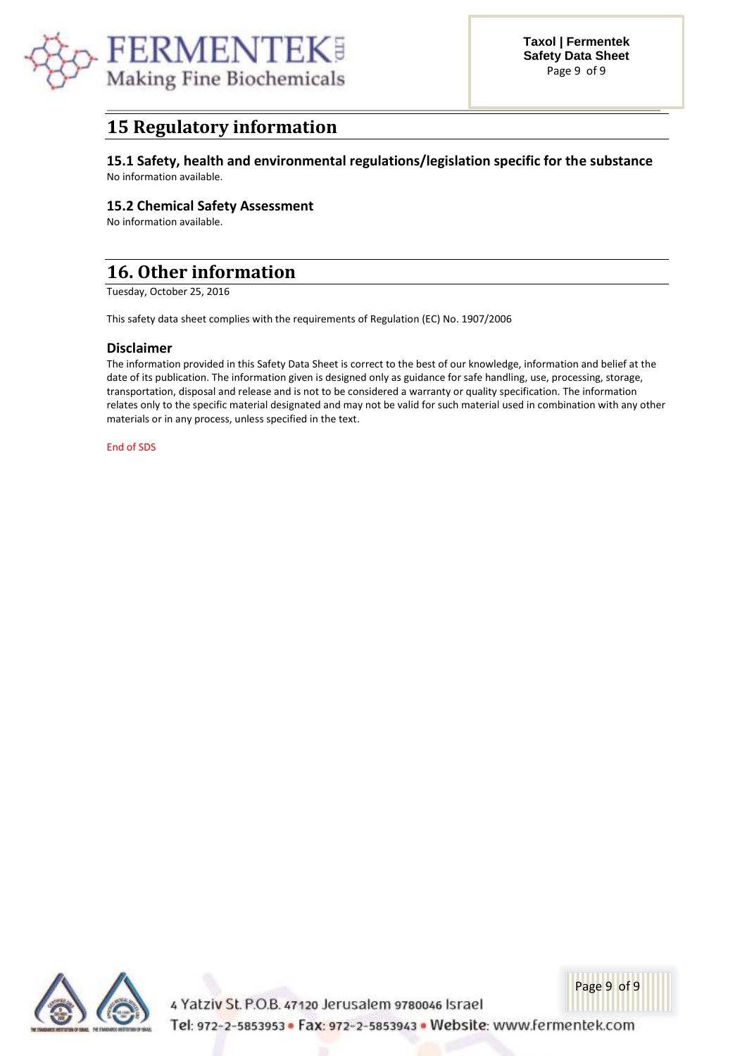# 15 Regulatory information

## 15.1 Safety, health and environmental regulations/legislation specific for the substance

No information available.

## 15.2 Chemical Safety Assessment

No information available.

# 16. Other information

Tuesday, October 25, 2016

This safety data sheet complies with the requirements of Regulation (EC) No. 1907/2006

## Disclaimer

The information provided in this Safety Data Sheet is correct to the best of our knowledge, information and belief at the date of its publication. The information given is designed only as guidance for safe handling, use, processing, storage, transportation, disposal and release and is not to be considered a warranty or quality specification. The information relates only to the specific material designated and may not be valid for such material used in combination with any other materials or in any process, unless specified in the text.

End of SDS